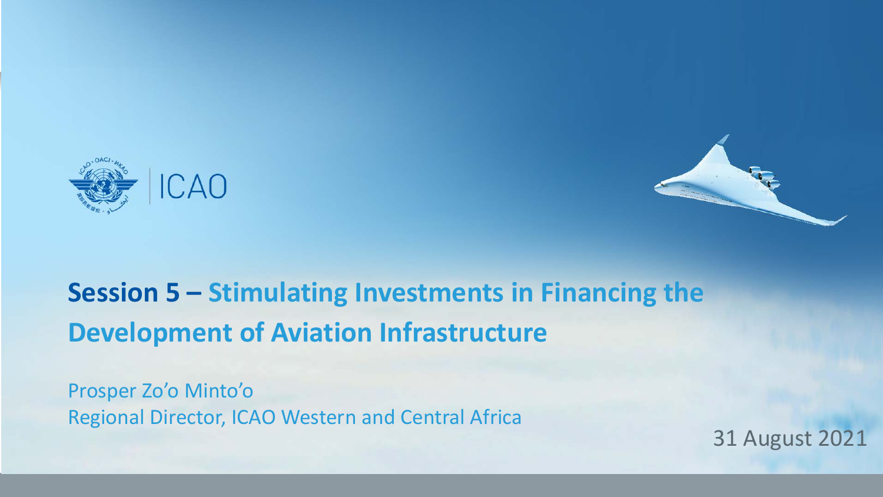ICAO

# Session 5 – Stimulating Investments in Financing the Development of Aviation Infrastructure

Prosper Zo'o Minto'o
Regional Director, ICAO Western and Central Africa

31 August 2021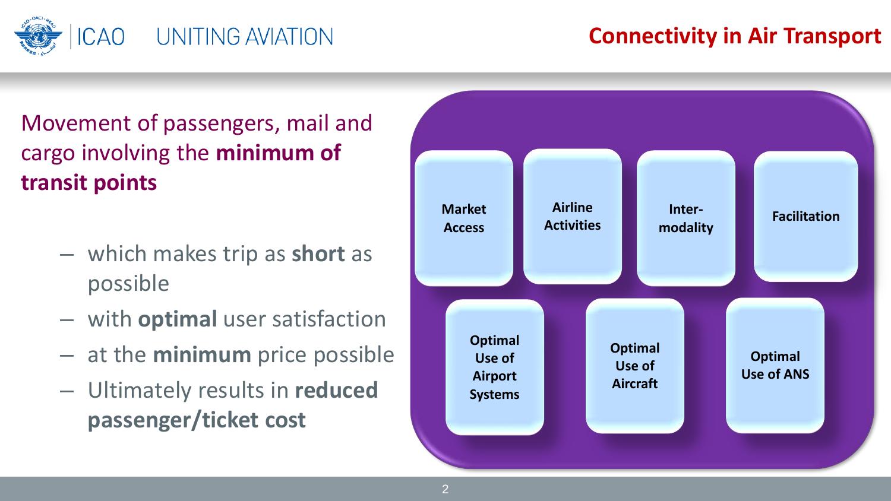## Connectivity in Air Transport

Movement of passengers, mail and cargo involving the **minimum of transit points**

- which makes trip as **short** as possible
- with **optimal** user satisfaction
- at the **minimum** price possible
- Ultimately results in **reduced passenger/ticket cost**

- **Market Access**
- **Airline Activities**
- **Inter-modality**
- **Facilitation**
- **Optimal Use of Airport Systems**
- **Optimal Use of Aircraft**
- **Optimal Use of ANS**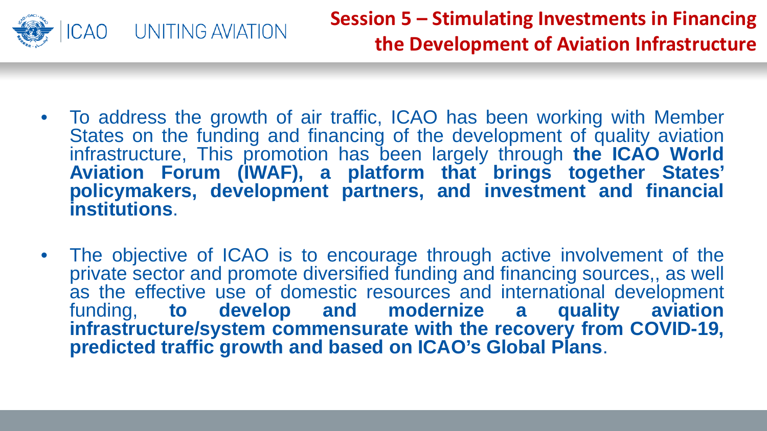## Session 5 – Stimulating Investments in Financing the Development of Aviation Infrastructure

- To address the growth of air traffic, ICAO has been working with Member States on the funding and financing of the development of quality aviation infrastructure, This promotion has been largely through **the ICAO World Aviation Forum (IWAF), a platform that brings together States' policymakers, development partners, and investment and financial institutions**.
- The objective of ICAO is to encourage through active involvement of the private sector and promote diversified funding and financing sources,, as well as the effective use of domestic resources and international development funding, **to develop and modernize a quality aviation infrastructure/system commensurate with the recovery from COVID-19, predicted traffic growth and based on ICAO's Global Plans**.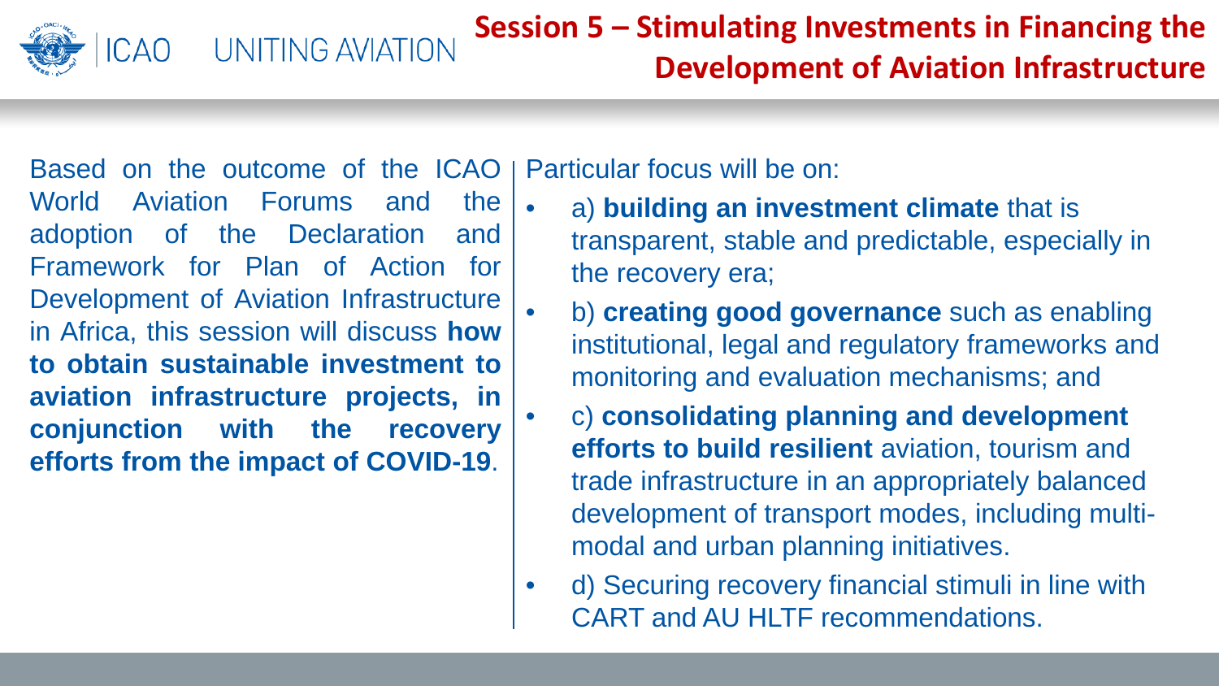# Session 5 – Stimulating Investments in Financing the Development of Aviation Infrastructure

Based on the outcome of the ICAO World Aviation Forums and the adoption of the Declaration and Framework for Plan of Action for Development of Aviation Infrastructure in Africa, this session will discuss **how to obtain sustainable investment to aviation infrastructure projects, in conjunction with the recovery efforts from the impact of COVID-19**.

Particular focus will be on:

- a) **building an investment climate** that is transparent, stable and predictable, especially in the recovery era;
- b) **creating good governance** such as enabling institutional, legal and regulatory frameworks and monitoring and evaluation mechanisms; and
- c) **consolidating planning and development efforts to build resilient** aviation, tourism and trade infrastructure in an appropriately balanced development of transport modes, including multi-modal and urban planning initiatives.
- d) Securing recovery financial stimuli in line with CART and AU HLTF recommendations.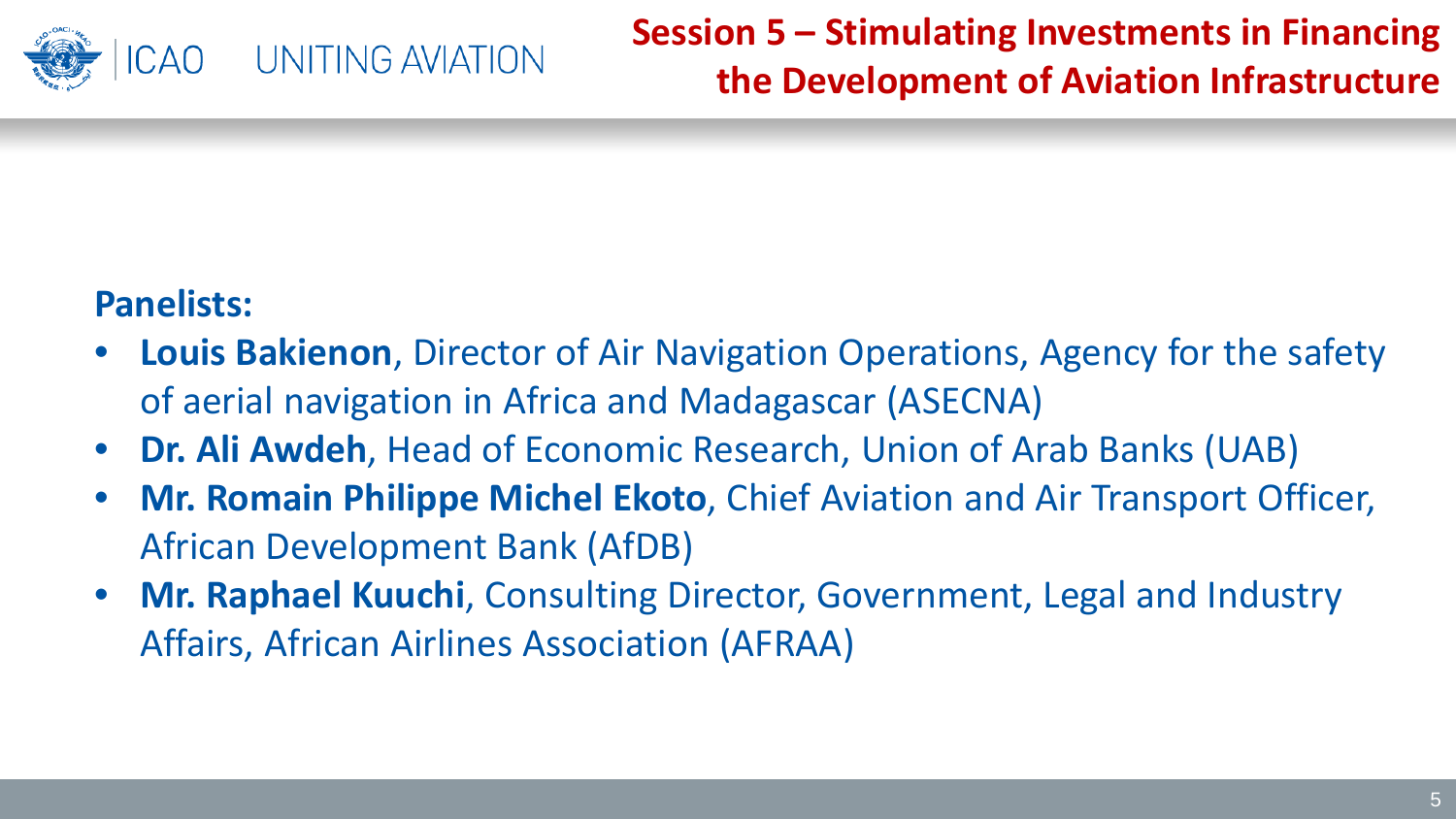# Session 5 – Stimulating Investments in Financing the Development of Aviation Infrastructure

**Panelists:**

- **Louis Bakienon**, Director of Air Navigation Operations, Agency for the safety of aerial navigation in Africa and Madagascar (ASECNA)
- **Dr. Ali Awdeh**, Head of Economic Research, Union of Arab Banks (UAB)
- **Mr. Romain Philippe Michel Ekoto**, Chief Aviation and Air Transport Officer, African Development Bank (AfDB)
- **Mr. Raphael Kuuchi**, Consulting Director, Government, Legal and Industry Affairs, African Airlines Association (AFRAA)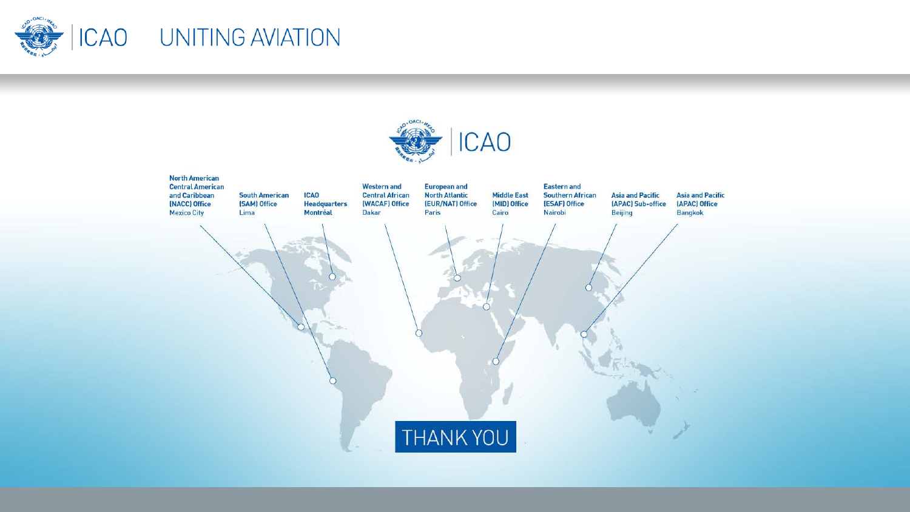ICAO UNITING AVIATION

ICAO

**North American Central American and Caribbean (NACC) Office**
Mexico City

**South American (SAM) Office**
Lima

**ICAO Headquarters**
**Montréal**

**Western and Central African (WACAF) Office**
Dakar

**European and North Atlantic (EUR/NAT) Office**
Paris

**Middle East (MID) Office**
Cairo

**Eastern and Southern African (ESAF) Office**
Nairobi

**Asia and Pacific (APAC) Sub-office**
Beijing

**Asia and Pacific (APAC) Office**
Bangkok

THANK YOU